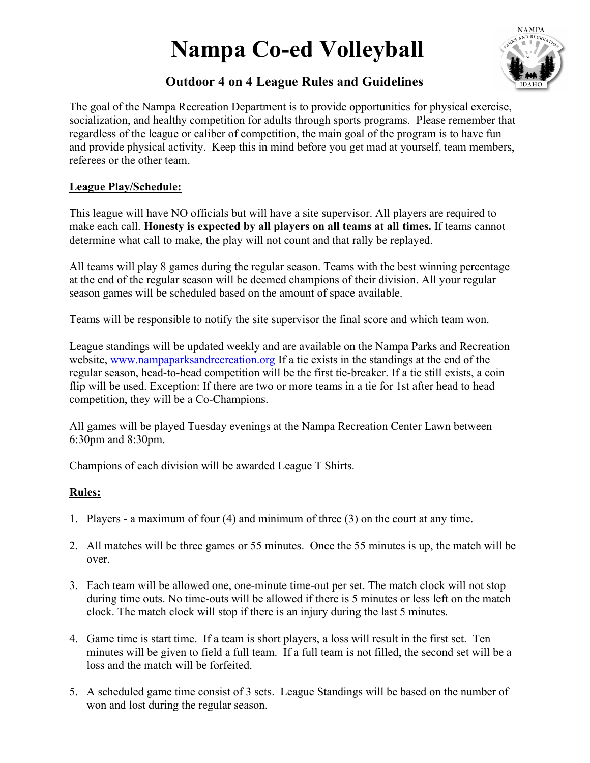# Nampa Co-ed Volleyball

## Outdoor 4 on 4 League Rules and Guidelines

The goal of the Nampa Recreation Department is to provide opportunities for physical exercise, socialization, and healthy competition for adults through sports programs. Please remember that regardless of the league or caliber of competition, the main goal of the program is to have fun and provide physical activity. Keep this in mind before you get mad at yourself, team members, referees or the other team.

**League Play/Schedule:**

This league will have NO officials but will have a site supervisor. All players are required to make each call. **Honesty is expected by all players on all teams at all times.** If teams cannot determine what call to make, the play will not count and that rally be replayed.

All teams will play 8 games during the regular season. Teams with the best winning percentage at the end of the regular season will be deemed champions of their division. All your regular season games will be scheduled based on the amount of space available.

Teams will be responsible to notify the site supervisor the final score and which team won.

League standings will be updated weekly and are available on the Nampa Parks and Recreation website, www.nampaparksandrecreation.org If a tie exists in the standings at the end of the regular season, head-to-head competition will be the first tie-breaker. If a tie still exists, a coin flip will be used. Exception: If there are two or more teams in a tie for 1st after head to head competition, they will be a Co-Champions.

All games will be played Tuesday evenings at the Nampa Recreation Center Lawn between 6:30pm and 8:30pm.

Champions of each division will be awarded League T Shirts.

**Rules:**

1. Players - a maximum of four (4) and minimum of three (3) on the court at any time.

2. All matches will be three games or 55 minutes. Once the 55 minutes is up, the match will be over.

3. Each team will be allowed one, one-minute time-out per set. The match clock will not stop during time outs. No time-outs will be allowed if there is 5 minutes or less left on the match clock. The match clock will stop if there is an injury during the last 5 minutes.

4. Game time is start time. If a team is short players, a loss will result in the first set. Ten minutes will be given to field a full team. If a full team is not filled, the second set will be a loss and the match will be forfeited.

5. A scheduled game time consist of 3 sets. League Standings will be based on the number of won and lost during the regular season.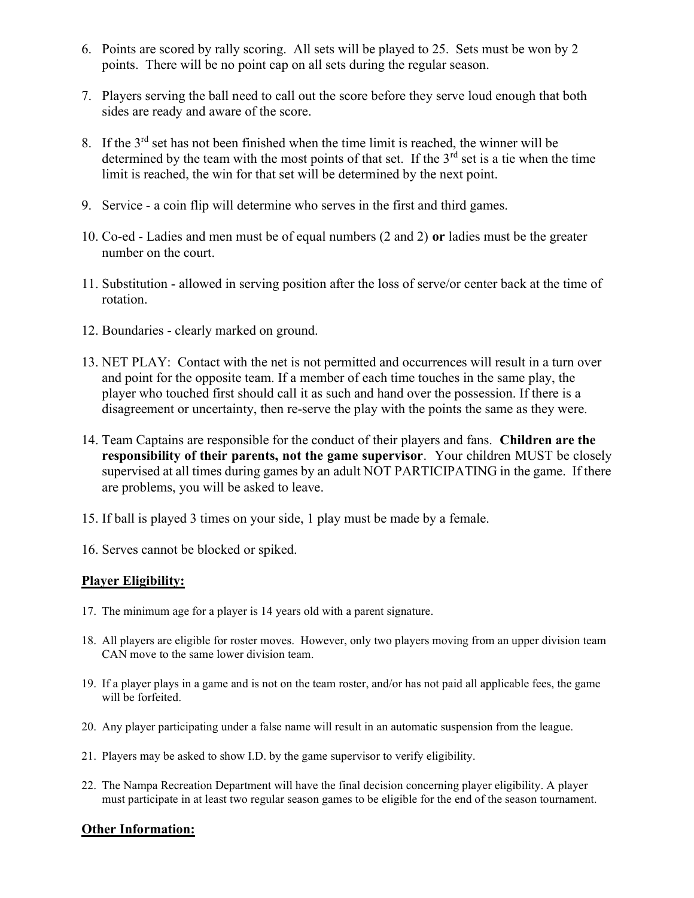6. Points are scored by rally scoring. All sets will be played to 25. Sets must be won by 2 points. There will be no point cap on all sets during the regular season.

7. Players serving the ball need to call out the score before they serve loud enough that both sides are ready and aware of the score.

8. If the 3rd set has not been finished when the time limit is reached, the winner will be determined by the team with the most points of that set. If the 3rd set is a tie when the time limit is reached, the win for that set will be determined by the next point.

9. Service - a coin flip will determine who serves in the first and third games.

10. Co-ed - Ladies and men must be of equal numbers (2 and 2) **or** ladies must be the greater number on the court.

11. Substitution - allowed in serving position after the loss of serve/or center back at the time of rotation.

12. Boundaries - clearly marked on ground.

13. NET PLAY: Contact with the net is not permitted and occurrences will result in a turn over and point for the opposite team. If a member of each time touches in the same play, the player who touched first should call it as such and hand over the possession. If there is a disagreement or uncertainty, then re-serve the play with the points the same as they were.

14. Team Captains are responsible for the conduct of their players and fans. **Children are the responsibility of their parents, not the game supervisor**. Your children MUST be closely supervised at all times during games by an adult NOT PARTICIPATING in the game. If there are problems, you will be asked to leave.

15. If ball is played 3 times on your side, 1 play must be made by a female.

16. Serves cannot be blocked or spiked.

## Player Eligibility:

17. The minimum age for a player is 14 years old with a parent signature.

18. All players are eligible for roster moves. However, only two players moving from an upper division team CAN move to the same lower division team.

19. If a player plays in a game and is not on the team roster, and/or has not paid all applicable fees, the game will be forfeited.

20. Any player participating under a false name will result in an automatic suspension from the league.

21. Players may be asked to show I.D. by the game supervisor to verify eligibility.

22. The Nampa Recreation Department will have the final decision concerning player eligibility. A player must participate in at least two regular season games to be eligible for the end of the season tournament.

## Other Information: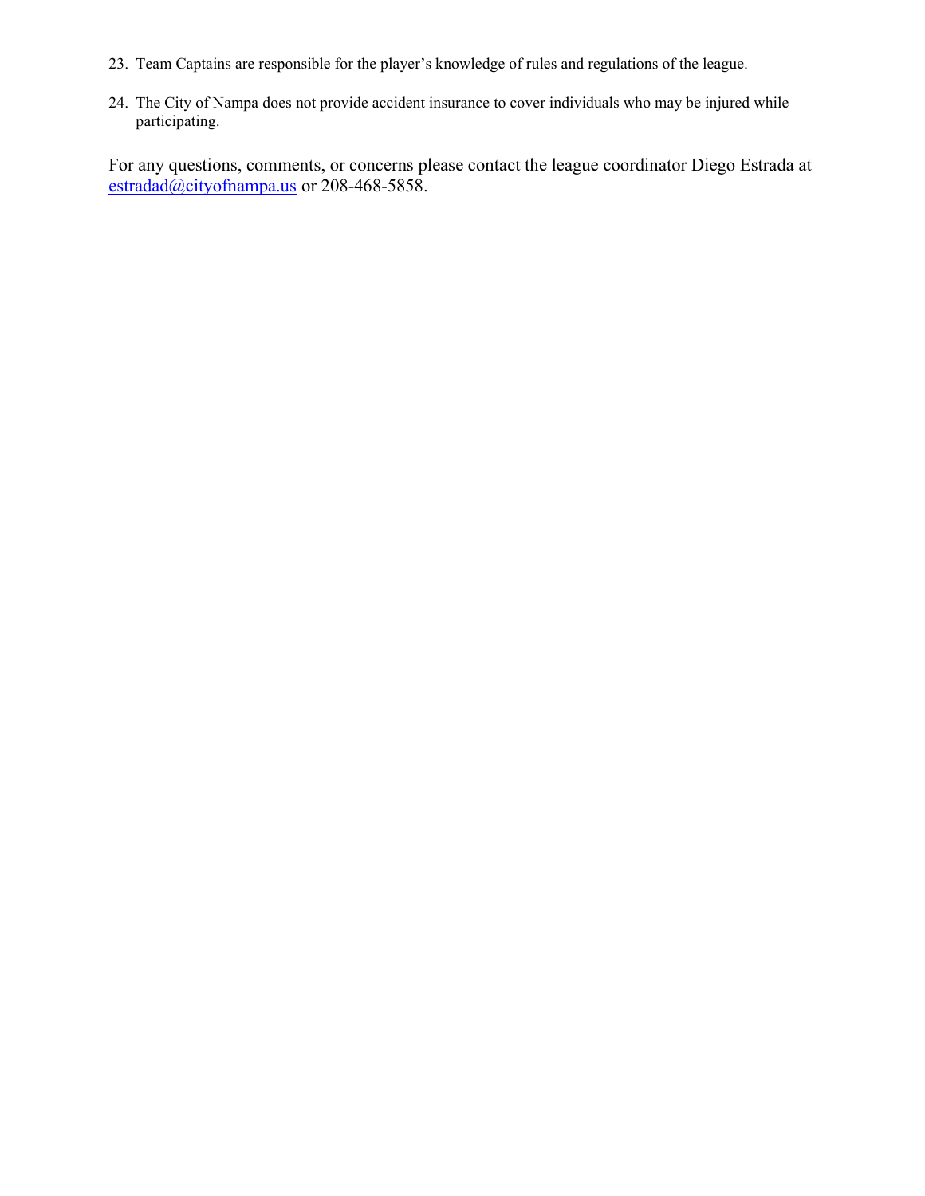23. Team Captains are responsible for the player's knowledge of rules and regulations of the league.

24. The City of Nampa does not provide accident insurance to cover individuals who may be injured while participating.

For any questions, comments, or concerns please contact the league coordinator Diego Estrada at estradad@cityofnampa.us or 208-468-5858.